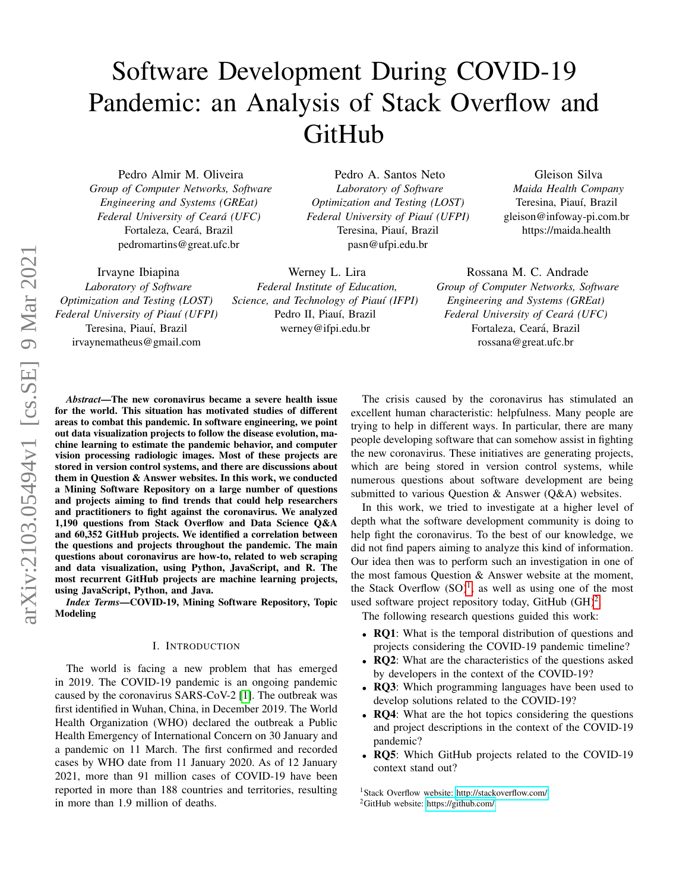# Software Development During COVID-19 Pandemic: an Analysis of Stack Overflow and GitHub

Pedro Almir M. Oliveira
*Group of Computer Networks, Software Engineering and Systems (GREat)*
*Federal University of Ceará (UFC)*
Fortaleza, Ceará, Brazil
pedromartins@great.ufc.br

Pedro A. Santos Neto
*Laboratory of Software Optimization and Testing (LOST)*
*Federal University of Piauí (UFPI)*
Teresina, Piauí, Brazil
pasn@ufpi.edu.br

Gleison Silva
*Maida Health Company*
Teresina, Piauí, Brazil
gleison@infoway-pi.com.br
https://maida.health

Irvayne Ibiapina
*Laboratory of Software Optimization and Testing (LOST)*
*Federal University of Piauí (UFPI)*
Teresina, Piauí, Brazil
irvaynematheus@gmail.com

Werney L. Lira
*Federal Institute of Education, Science, and Technology of Piauí (IFPI)*
Pedro II, Piauí, Brazil
werney@ifpi.edu.br

Rossana M. C. Andrade
*Group of Computer Networks, Software Engineering and Systems (GREat)*
*Federal University of Ceará (UFC)*
Fortaleza, Ceará, Brazil
rossana@great.ufc.br

***Abstract*—The new coronavirus became a severe health issue for the world. This situation has motivated studies of different areas to combat this pandemic. In software engineering, we point out data visualization projects to follow the disease evolution, machine learning to estimate the pandemic behavior, and computer vision processing radiologic images. Most of these projects are stored in version control systems, and there are discussions about them in Question & Answer websites. In this work, we conducted a Mining Software Repository on a large number of questions and projects aiming to find trends that could help researchers and practitioners to fight against the coronavirus. We analyzed 1,190 questions from Stack Overflow and Data Science Q&A and 60,352 GitHub projects. We identified a correlation between the questions and projects throughout the pandemic. The main questions about coronavirus are how-to, related to web scraping and data visualization, using Python, JavaScript, and R. The most recurrent GitHub projects are machine learning projects, using JavaScript, Python, and Java.**

***Index Terms*—COVID-19, Mining Software Repository, Topic Modeling**

## I. Introduction

The world is facing a new problem that has emerged in 2019. The COVID-19 pandemic is an ongoing pandemic caused by the coronavirus SARS-CoV-2 [1]. The outbreak was first identified in Wuhan, China, in December 2019. The World Health Organization (WHO) declared the outbreak a Public Health Emergency of International Concern on 30 January and a pandemic on 11 March. The first confirmed and recorded cases by WHO date from 11 January 2020. As of 12 January 2021, more than 91 million cases of COVID-19 have been reported in more than 188 countries and territories, resulting in more than 1.9 million of deaths.

The crisis caused by the coronavirus has stimulated an excellent human characteristic: helpfulness. Many people are trying to help in different ways. In particular, there are many people developing software that can somehow assist in fighting the new coronavirus. These initiatives are generating projects, which are being stored in version control systems, while numerous questions about software development are being submitted to various Question & Answer (Q&A) websites.

In this work, we tried to investigate at a higher level of depth what the software development community is doing to help fight the coronavirus. To the best of our knowledge, we did not find papers aiming to analyze this kind of information. Our idea then was to perform such an investigation in one of the most famous Question & Answer website at the moment, the Stack Overflow (SO)[1], as well as using one of the most used software project repository today, GitHub (GH)[2].

The following research questions guided this work:

- **RQ1**: What is the temporal distribution of questions and projects considering the COVID-19 pandemic timeline?
- **RQ2**: What are the characteristics of the questions asked by developers in the context of the COVID-19?
- **RQ3**: Which programming languages have been used to develop solutions related to the COVID-19?
- **RQ4**: What are the hot topics considering the questions and project descriptions in the context of the COVID-19 pandemic?
- **RQ5**: Which GitHub projects related to the COVID-19 context stand out?

[1]Stack Overflow website: http://stackoverflow.com/

[2]GitHub website: https://github.com/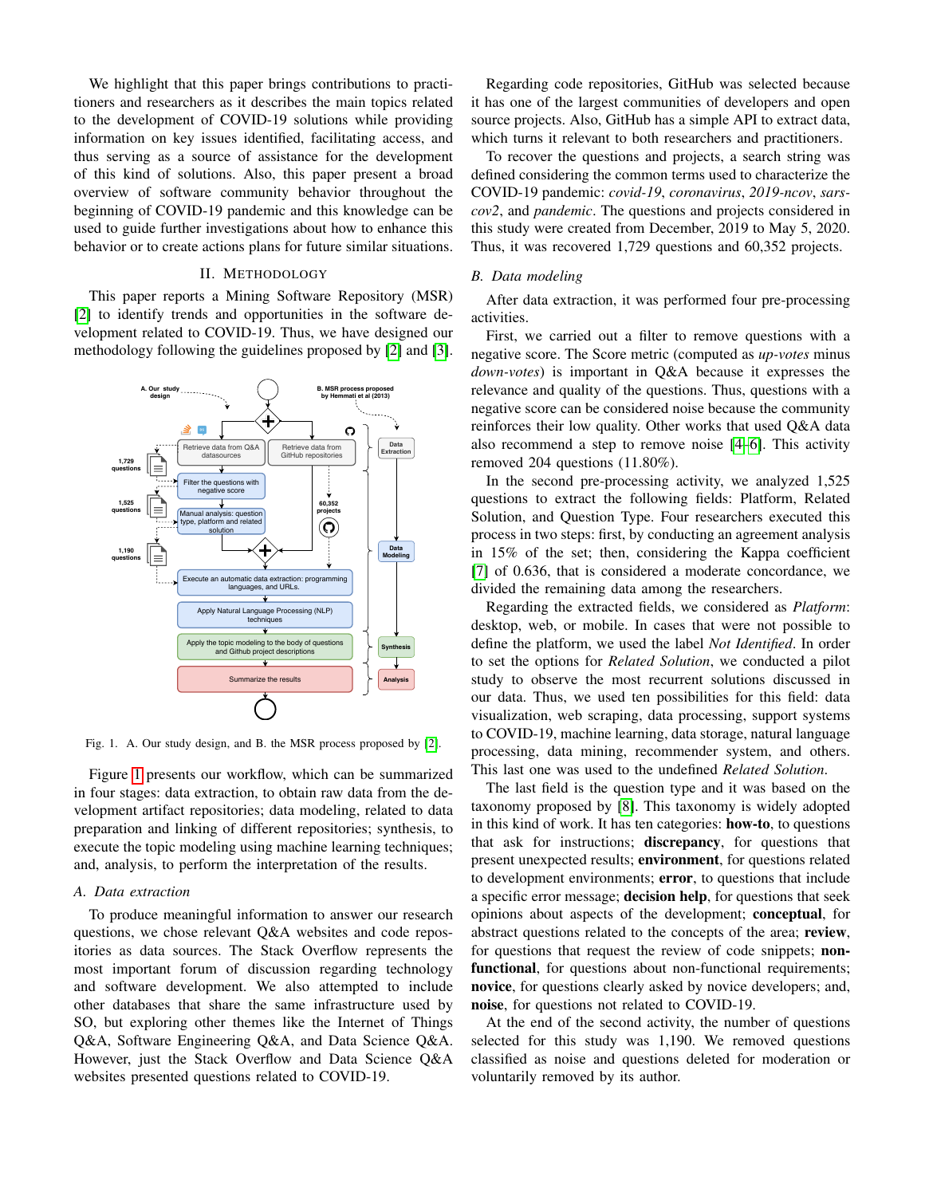We highlight that this paper brings contributions to practitioners and researchers as it describes the main topics related to the development of COVID-19 solutions while providing information on key issues identified, facilitating access, and thus serving as a source of assistance for the development of this kind of solutions. Also, this paper present a broad overview of software community behavior throughout the beginning of COVID-19 pandemic and this knowledge can be used to guide further investigations about how to enhance this behavior or to create actions plans for future similar situations.

## II. Methodology

This paper reports a Mining Software Repository (MSR) [2] to identify trends and opportunities in the software development related to COVID-19. Thus, we have designed our methodology following the guidelines proposed by [2] and [3].

Fig. 1. A. Our study design, and B. the MSR process proposed by [2].

Figure 1 presents our workflow, which can be summarized in four stages: data extraction, to obtain raw data from the development artifact repositories; data modeling, related to data preparation and linking of different repositories; synthesis, to execute the topic modeling using machine learning techniques; and, analysis, to perform the interpretation of the results.

### A. Data extraction

To produce meaningful information to answer our research questions, we chose relevant Q&A websites and code repositories as data sources. The Stack Overflow represents the most important forum of discussion regarding technology and software development. We also attempted to include other databases that share the same infrastructure used by SO, but exploring other themes like the Internet of Things Q&A, Software Engineering Q&A, and Data Science Q&A. However, just the Stack Overflow and Data Science Q&A websites presented questions related to COVID-19.

Regarding code repositories, GitHub was selected because it has one of the largest communities of developers and open source projects. Also, GitHub has a simple API to extract data, which turns it relevant to both researchers and practitioners.

To recover the questions and projects, a search string was defined considering the common terms used to characterize the COVID-19 pandemic: *covid-19*, *coronavirus*, *2019-ncov*, *sars-cov2*, and *pandemic*. The questions and projects considered in this study were created from December, 2019 to May 5, 2020. Thus, it was recovered 1,729 questions and 60,352 projects.

### B. Data modeling

After data extraction, it was performed four pre-processing activities.

First, we carried out a filter to remove questions with a negative score. The Score metric (computed as *up-votes* minus *down-votes*) is important in Q&A because it expresses the relevance and quality of the questions. Thus, questions with a negative score can be considered noise because the community reinforces their low quality. Other works that used Q&A data also recommend a step to remove noise [4–6]. This activity removed 204 questions (11.80%).

In the second pre-processing activity, we analyzed 1,525 questions to extract the following fields: Platform, Related Solution, and Question Type. Four researchers executed this process in two steps: first, by conducting an agreement analysis in 15% of the set; then, considering the Kappa coefficient [7] of 0.636, that is considered a moderate concordance, we divided the remaining data among the researchers.

Regarding the extracted fields, we considered as *Platform*: desktop, web, or mobile. In cases that were not possible to define the platform, we used the label *Not Identified*. In order to set the options for *Related Solution*, we conducted a pilot study to observe the most recurrent solutions discussed in our data. Thus, we used ten possibilities for this field: data visualization, web scraping, data processing, support systems to COVID-19, machine learning, data storage, natural language processing, data mining, recommender system, and others. This last one was used to the undefined *Related Solution*.

The last field is the question type and it was based on the taxonomy proposed by [8]. This taxonomy is widely adopted in this kind of work. It has ten categories: **how-to**, to questions that ask for instructions; **discrepancy**, for questions that present unexpected results; **environment**, for questions related to development environments; **error**, to questions that include a specific error message; **decision help**, for questions that seek opinions about aspects of the development; **conceptual**, for abstract questions related to the concepts of the area; **review**, for questions that request the review of code snippets; **non-functional**, for questions about non-functional requirements; **novice**, for questions clearly asked by novice developers; and, **noise**, for questions not related to COVID-19.

At the end of the second activity, the number of questions selected for this study was 1,190. We removed questions classified as noise and questions deleted for moderation or voluntarily removed by its author.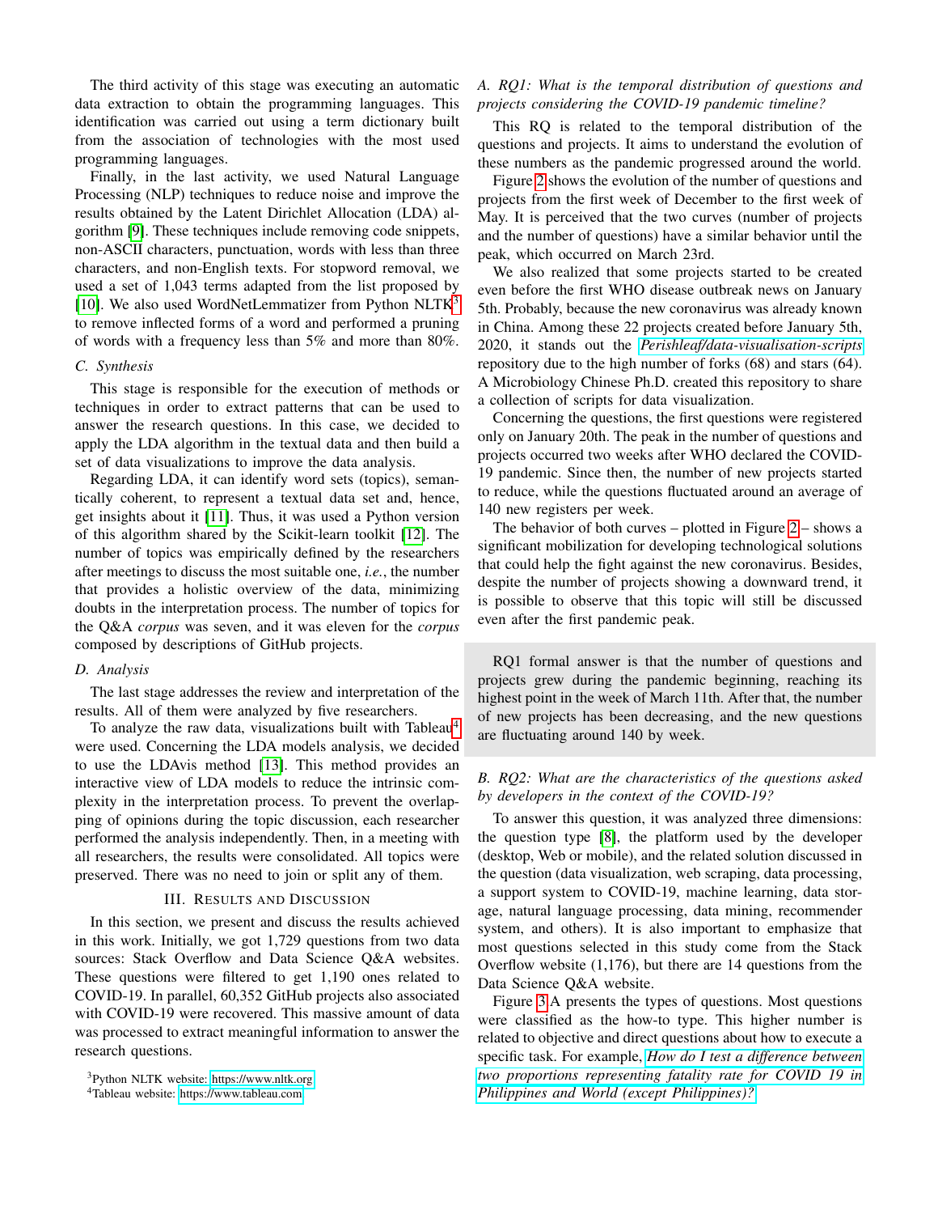The third activity of this stage was executing an automatic data extraction to obtain the programming languages. This identification was carried out using a term dictionary built from the association of technologies with the most used programming languages.

Finally, in the last activity, we used Natural Language Processing (NLP) techniques to reduce noise and improve the results obtained by the Latent Dirichlet Allocation (LDA) algorithm [9]. These techniques include removing code snippets, non-ASCII characters, punctuation, words with less than three characters, and non-English texts. For stopword removal, we used a set of 1,043 terms adapted from the list proposed by [10]. We also used WordNetLemmatizer from Python NLTK[3] to remove inflected forms of a word and performed a pruning of words with a frequency less than 5% and more than 80%.

### C. Synthesis

This stage is responsible for the execution of methods or techniques in order to extract patterns that can be used to answer the research questions. In this case, we decided to apply the LDA algorithm in the textual data and then build a set of data visualizations to improve the data analysis.

Regarding LDA, it can identify word sets (topics), semantically coherent, to represent a textual data set and, hence, get insights about it [11]. Thus, it was used a Python version of this algorithm shared by the Scikit-learn toolkit [12]. The number of topics was empirically defined by the researchers after meetings to discuss the most suitable one, *i.e.*, the number that provides a holistic overview of the data, minimizing doubts in the interpretation process. The number of topics for the Q&A *corpus* was seven, and it was eleven for the *corpus* composed by descriptions of GitHub projects.

### D. Analysis

The last stage addresses the review and interpretation of the results. All of them were analyzed by five researchers.

To analyze the raw data, visualizations built with Tableau[4] were used. Concerning the LDA models analysis, we decided to use the LDAvis method [13]. This method provides an interactive view of LDA models to reduce the intrinsic complexity in the interpretation process. To prevent the overlapping of opinions during the topic discussion, each researcher performed the analysis independently. Then, in a meeting with all researchers, the results were consolidated. All topics were preserved. There was no need to join or split any of them.

## III. Results and Discussion

In this section, we present and discuss the results achieved in this work. Initially, we got 1,729 questions from two data sources: Stack Overflow and Data Science Q&A websites. These questions were filtered to get 1,190 ones related to COVID-19. In parallel, 60,352 GitHub projects also associated with COVID-19 were recovered. This massive amount of data was processed to extract meaningful information to answer the research questions.

[3]Python NLTK website: https://www.nltk.org

[4]Tableau website: https://www.tableau.com

### A. RQ1: What is the temporal distribution of questions and projects considering the COVID-19 pandemic timeline?

This RQ is related to the temporal distribution of the questions and projects. It aims to understand the evolution of these numbers as the pandemic progressed around the world.

Figure 2 shows the evolution of the number of questions and projects from the first week of December to the first week of May. It is perceived that the two curves (number of projects and the number of questions) have a similar behavior until the peak, which occurred on March 23rd.

We also realized that some projects started to be created even before the first WHO disease outbreak news on January 5th. Probably, because the new coronavirus was already known in China. Among these 22 projects created before January 5th, 2020, it stands out the *Perishleaf/data-visualisation-scripts* repository due to the high number of forks (68) and stars (64). A Microbiology Chinese Ph.D. created this repository to share a collection of scripts for data visualization.

Concerning the questions, the first questions were registered only on January 20th. The peak in the number of questions and projects occurred two weeks after WHO declared the COVID-19 pandemic. Since then, the number of new projects started to reduce, while the questions fluctuated around an average of 140 new registers per week.

The behavior of both curves – plotted in Figure 2 – shows a significant mobilization for developing technological solutions that could help the fight against the new coronavirus. Besides, despite the number of projects showing a downward trend, it is possible to observe that this topic will still be discussed even after the first pandemic peak.

> RQ1 formal answer is that the number of questions and projects grew during the pandemic beginning, reaching its highest point in the week of March 11th. After that, the number of new projects has been decreasing, and the new questions are fluctuating around 140 by week.

### B. RQ2: What are the characteristics of the questions asked by developers in the context of the COVID-19?

To answer this question, it was analyzed three dimensions: the question type [8], the platform used by the developer (desktop, Web or mobile), and the related solution discussed in the question (data visualization, web scraping, data processing, a support system to COVID-19, machine learning, data storage, natural language processing, data mining, recommender system, and others). It is also important to emphasize that most questions selected in this study come from the Stack Overflow website (1,176), but there are 14 questions from the Data Science Q&A website.

Figure 3A presents the types of questions. Most questions were classified as the how-to type. This higher number is related to objective and direct questions about how to execute a specific task. For example, *How do I test a difference between two proportions representing fatality rate for COVID 19 in Philippines and World (except Philippines)?*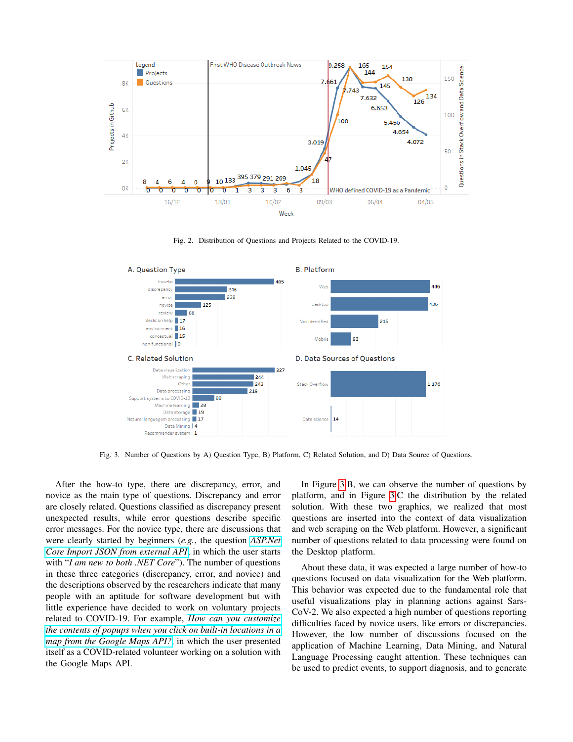Fig. 2. Distribution of Questions and Projects Related to the COVID-19.

Fig. 3. Number of Questions by A) Question Type, B) Platform, C) Related Solution, and D) Data Source of Questions.

After the how-to type, there are discrepancy, error, and novice as the main type of questions. Discrepancy and error are closely related. Questions classified as discrepancy present unexpected results, while error questions describe specific error messages. For the novice type, there are discussions that were clearly started by beginners (*e.g.*, the question *ASP.Net Core Import JSON from external API*, in which the user starts with "*I am new to both .NET Core*"). The number of questions in these three categories (discrepancy, error, and novice) and the descriptions observed by the researchers indicate that many people with an aptitude for software development but with little experience have decided to work on voluntary projects related to COVID-19. For example, *How can you customize the contents of popups when you click on built-in locations in a map from the Google Maps API?*, in which the user presented itself as a COVID-related volunteer working on a solution with the Google Maps API.

In Figure 3B, we can observe the number of questions by platform, and in Figure 3C the distribution by the related solution. With these two graphics, we realized that most questions are inserted into the context of data visualization and web scraping on the Web platform. However, a significant number of questions related to data processing were found on the Desktop platform.

About these data, it was expected a large number of how-to questions focused on data visualization for the Web platform. This behavior was expected due to the fundamental role that useful visualizations play in planning actions against Sars-CoV-2. We also expected a high number of questions reporting difficulties faced by novice users, like errors or discrepancies. However, the low number of discussions focused on the application of Machine Learning, Data Mining, and Natural Language Processing caught attention. These techniques can be used to predict events, to support diagnosis, and to generate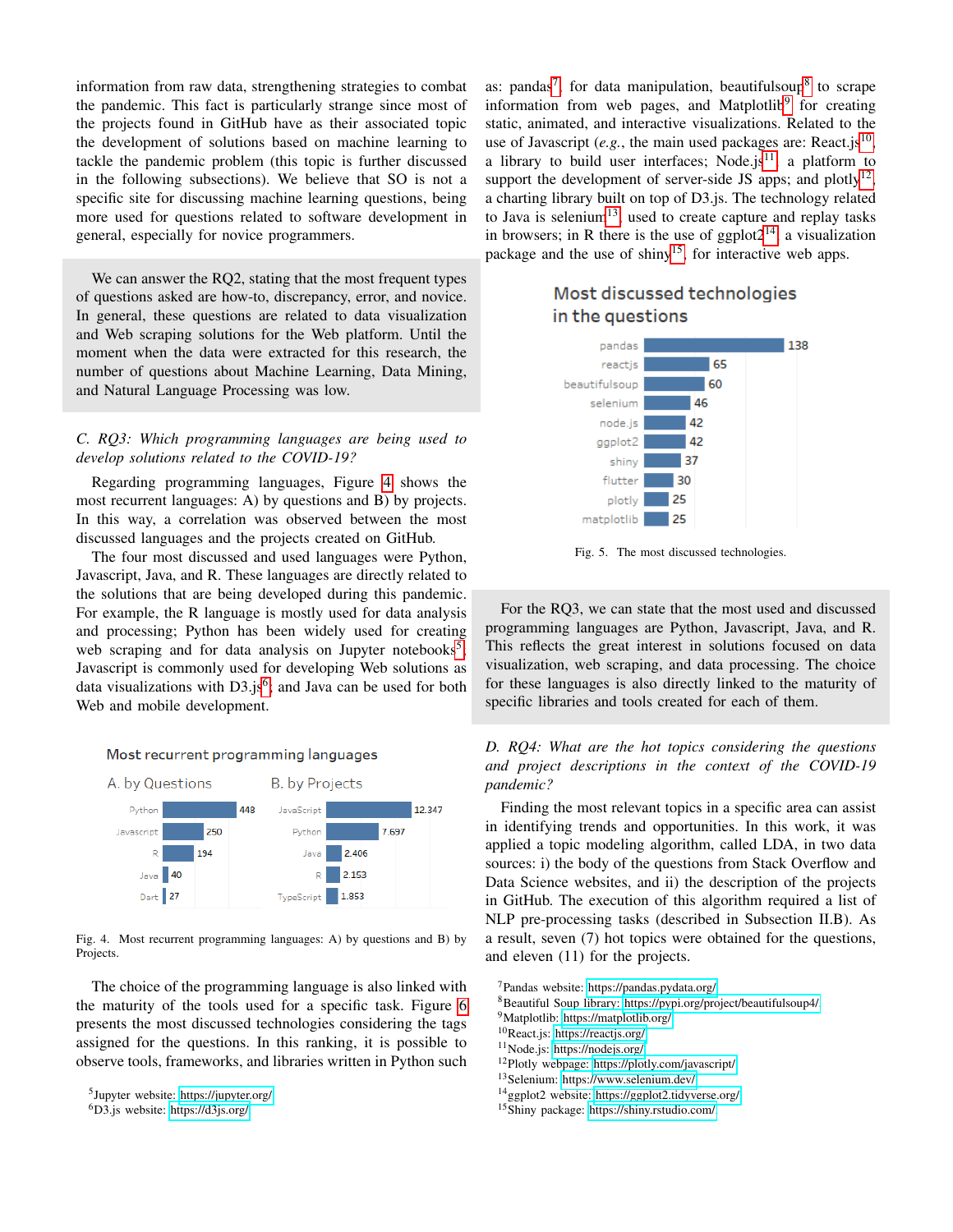information from raw data, strengthening strategies to combat the pandemic. This fact is particularly strange since most of the projects found in GitHub have as their associated topic the development of solutions based on machine learning to tackle the pandemic problem (this topic is further discussed in the following subsections). We believe that SO is not a specific site for discussing machine learning questions, being more used for questions related to software development in general, especially for novice programmers.

We can answer the RQ2, stating that the most frequent types of questions asked are how-to, discrepancy, error, and novice. In general, these questions are related to data visualization and Web scraping solutions for the Web platform. Until the moment when the data were extracted for this research, the number of questions about Machine Learning, Data Mining, and Natural Language Processing was low.

### C. RQ3: Which programming languages are being used to develop solutions related to the COVID-19?

Regarding programming languages, Figure 4 shows the most recurrent languages: A) by questions and B) by projects. In this way, a correlation was observed between the most discussed languages and the projects created on GitHub.

The four most discussed and used languages were Python, Javascript, Java, and R. These languages are directly related to the solutions that are being developed during this pandemic. For example, the R language is mostly used for data analysis and processing; Python has been widely used for creating web scraping and for data analysis on Jupyter notebooks[5]. Javascript is commonly used for developing Web solutions as data visualizations with D3.js[6], and Java can be used for both Web and mobile development.

**Most recurrent programming languages**

| A. by Questions | | B. by Projects | |
|---|---|---|---|
| Python | 448 | JavaScript | 12.347 |
| Javascript | 250 | Python | 7.697 |
| R | 194 | Java | 2.406 |
| Java | 40 | R | 2.153 |
| Dart | 27 | TypeScript | 1.853 |

Fig. 4. Most recurrent programming languages: A) by questions and B) by Projects.

The choice of the programming language is also linked with the maturity of the tools used for a specific task. Figure 6 presents the most discussed technologies considering the tags assigned for the questions. In this ranking, it is possible to observe tools, frameworks, and libraries written in Python such as: pandas[7] for data manipulation, beautifulsoup[8] to scrape information from web pages, and Matplotlib[9] for creating static, animated, and interactive visualizations. Related to the use of Javascript (*e.g.*, the main used packages are: React.js[10], a library to build user interfaces; Node.js[11], a platform to support the development of server-side JS apps; and plotly[12], a charting library built on top of D3.js. The technology related to Java is selenium[13], used to create capture and replay tasks in browsers; in R there is the use of ggplot2[14], a visualization package and the use of shiny[15], for interactive web apps.

**Most discussed technologies in the questions**

| Technology | Questions |
|---|---|
| pandas | 138 |
| reactjs | 65 |
| beautifulsoup | 60 |
| selenium | 46 |
| node.js | 42 |
| ggplot2 | 42 |
| shiny | 37 |
| flutter | 30 |
| plotly | 25 |
| matplotlib | 25 |

Fig. 5. The most discussed technologies.

For the RQ3, we can state that the most used and discussed programming languages are Python, Javascript, Java, and R. This reflects the great interest in solutions focused on data visualization, web scraping, and data processing. The choice for these languages is also directly linked to the maturity of specific libraries and tools created for each of them.

### D. RQ4: What are the hot topics considering the questions and project descriptions in the context of the COVID-19 pandemic?

Finding the most relevant topics in a specific area can assist in identifying trends and opportunities. In this work, it was applied a topic modeling algorithm, called LDA, in two data sources: i) the body of the questions from Stack Overflow and Data Science websites, and ii) the description of the projects in GitHub. The execution of this algorithm required a list of NLP pre-processing tasks (described in Subsection II.B). As a result, seven (7) hot topics were obtained for the questions, and eleven (11) for the projects.

[5]Jupyter website: https://jupyter.org/
[6]D3.js website: https://d3js.org/
[7]Pandas website: https://pandas.pydata.org/
[8]Beautiful Soup library: https://pypi.org/project/beautifulsoup4/
[9]Matplotlib: https://matplotlib.org/
[10]React.js: https://reactjs.org/
[11]Node.js: https://nodejs.org/
[12]Plotly webpage: https://plotly.com/javascript/
[13]Selenium: https://www.selenium.dev/
[14]ggplot2 website: https://ggplot2.tidyverse.org/
[15]Shiny package: https://shiny.rstudio.com/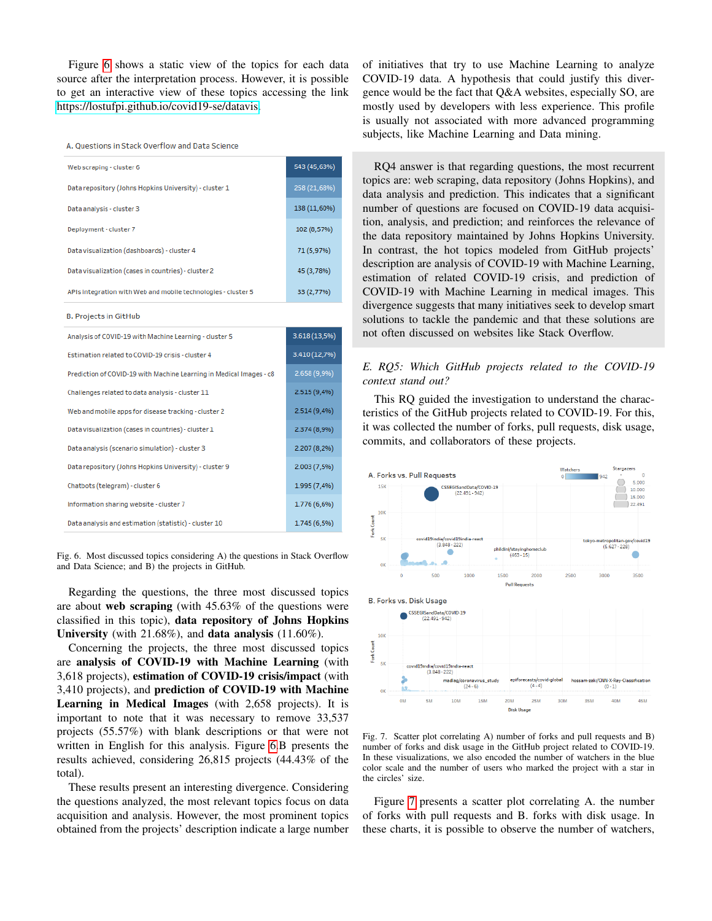Figure 6 shows a static view of the topics for each data source after the interpretation process. However, it is possible to get an interactive view of these topics accessing the link https://lostufpi.github.io/covid19-se/datavis.

**A. Questions in Stack Overflow and Data Science**

| Topic | Questions |
|---|---|
| Web scraping - cluster 6 | 543 (45,63%) |
| Data repository (Johns Hopkins University) - cluster 1 | 258 (21,68%) |
| Data analysis - cluster 3 | 138 (11,60%) |
| Deployment - cluster 7 | 102 (8,57%) |
| Data visualization (dashboards) - cluster 4 | 71 (5,97%) |
| Data visualization (cases in countries) - cluster 2 | 45 (3,78%) |
| APIs integration with Web and mobile technologies - cluster 5 | 33 (2,77%) |

**B. Projects in GitHub**

| Topic | Projects |
|---|---|
| Analysis of COVID-19 with Machine Learning - cluster 5 | 3.618 (13,5%) |
| Estimation related to COVID-19 crisis - cluster 4 | 3.410 (12,7%) |
| Prediction of COVID-19 with Machine Learning in Medical Images - c8 | 2.658 (9,9%) |
| Challenges related to data analysis - cluster 11 | 2.515 (9,4%) |
| Web and mobile apps for disease tracking - cluster 2 | 2.514 (9,4%) |
| Data visualization (cases in countries) - cluster 1 | 2.374 (8,9%) |
| Data analysis (scenario simulation) - cluster 3 | 2.207 (8,2%) |
| Data repository (Johns Hopkins University) - cluster 9 | 2.003 (7,5%) |
| Chatbots (telegram) - cluster 6 | 1.995 (7,4%) |
| Information sharing website - cluster 7 | 1.776 (6,6%) |
| Data analysis and estimation (statistic) - cluster 10 | 1.745 (6,5%) |

Fig. 6. Most discussed topics considering A) the questions in Stack Overflow and Data Science; and B) the projects in GitHub.

Regarding the questions, the three most discussed topics are about **web scraping** (with 45.63% of the questions were classified in this topic), **data repository of Johns Hopkins University** (with 21.68%), and **data analysis** (11.60%).

Concerning the projects, the three most discussed topics are **analysis of COVID-19 with Machine Learning** (with 3,618 projects), **estimation of COVID-19 crisis/impact** (with 3,410 projects), and **prediction of COVID-19 with Machine Learning in Medical Images** (with 2,658 projects). It is important to note that it was necessary to remove 33,537 projects (55.57%) with blank descriptions or that were not written in English for this analysis. Figure 6.B presents the results achieved, considering 26,815 projects (44.43% of the total).

These results present an interesting divergence. Considering the questions analyzed, the most relevant topics focus on data acquisition and analysis. However, the most prominent topics obtained from the projects' description indicate a large number of initiatives that try to use Machine Learning to analyze COVID-19 data. A hypothesis that could justify this divergence would be the fact that Q&A websites, especially SO, are mostly used by developers with less experience. This profile is usually not associated with more advanced programming subjects, like Machine Learning and Data mining.

RQ4 answer is that regarding questions, the most recurrent topics are: web scraping, data repository (Johns Hopkins), and data analysis and prediction. This indicates that a significant number of questions are focused on COVID-19 data acquisition, analysis, and prediction; and reinforces the relevance of the data repository maintained by Johns Hopkins University. In contrast, the hot topics modeled from GitHub projects' description are analysis of COVID-19 with Machine Learning, estimation of related COVID-19 crisis, and prediction of COVID-19 with Machine Learning in medical images. This divergence suggests that many initiatives seek to develop smart solutions to tackle the pandemic and that these solutions are not often discussed on websites like Stack Overflow.

### E. RQ5: Which GitHub projects related to the COVID-19 context stand out?

This RQ guided the investigation to understand the characteristics of the GitHub projects related to COVID-19. For this, it was collected the number of forks, pull requests, disk usage, commits, and collaborators of these projects.

Fig. 7. Scatter plot correlating A) number of forks and pull requests and B) number of forks and disk usage in the GitHub project related to COVID-19. In these visualizations, we also encoded the number of watchers in the blue color scale and the number of users who marked the project with a star in the circles' size.

Figure 7 presents a scatter plot correlating A. the number of forks with pull requests and B. forks with disk usage. In these charts, it is possible to observe the number of watchers,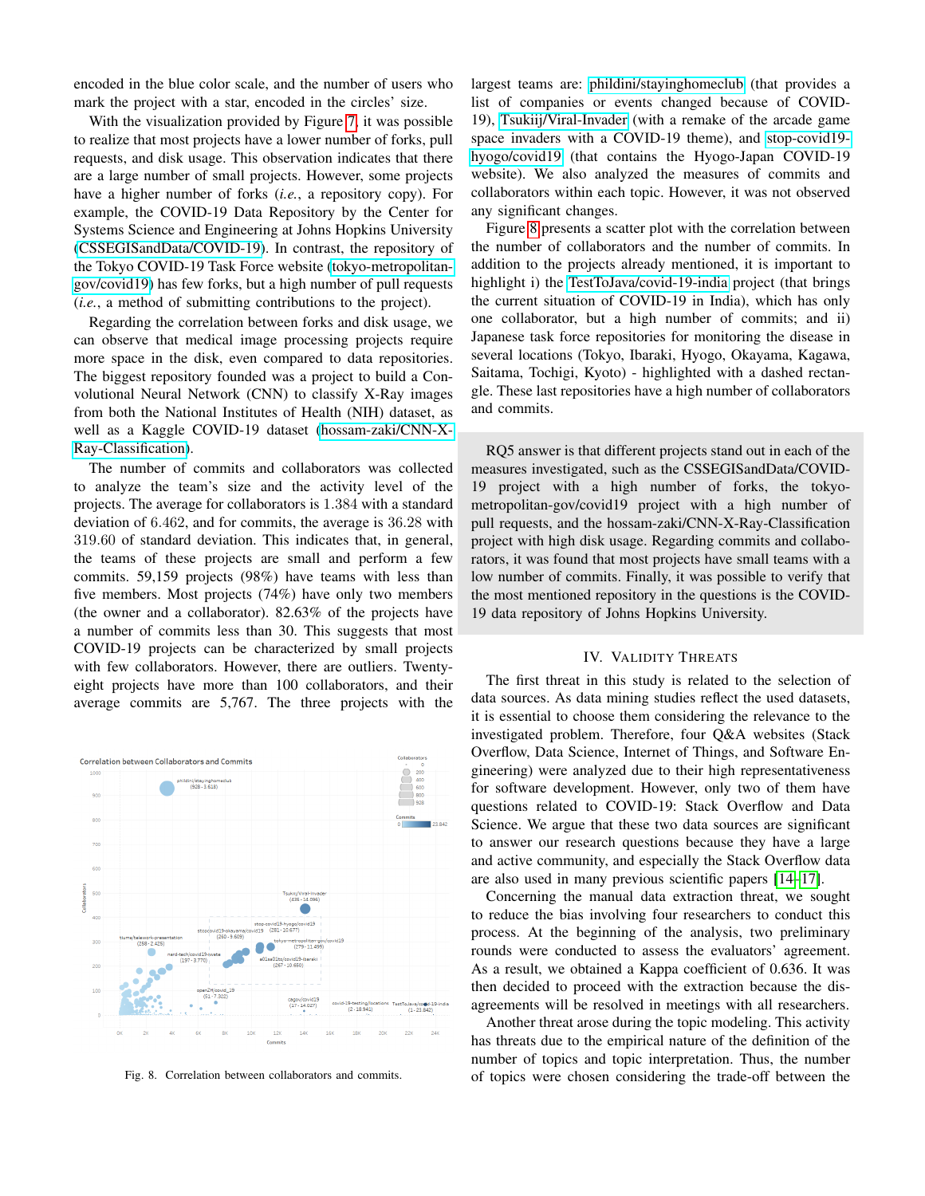encoded in the blue color scale, and the number of users who mark the project with a star, encoded in the circles' size.

With the visualization provided by Figure 7, it was possible to realize that most projects have a lower number of forks, pull requests, and disk usage. This observation indicates that there are a large number of small projects. However, some projects have a higher number of forks (*i.e.*, a repository copy). For example, the COVID-19 Data Repository by the Center for Systems Science and Engineering at Johns Hopkins University (CSSEGISandData/COVID-19). In contrast, the repository of the Tokyo COVID-19 Task Force website (tokyo-metropolitan-gov/covid19) has few forks, but a high number of pull requests (*i.e.*, a method of submitting contributions to the project).

Regarding the correlation between forks and disk usage, we can observe that medical image processing projects require more space in the disk, even compared to data repositories. The biggest repository founded was a project to build a Convolutional Neural Network (CNN) to classify X-Ray images from both the National Institutes of Health (NIH) dataset, as well as a Kaggle COVID-19 dataset (hossam-zaki/CNN-X-Ray-Classification).

The number of commits and collaborators was collected to analyze the team's size and the activity level of the projects. The average for collaborators is 1.384 with a standard deviation of 6.462, and for commits, the average is 36.28 with 319.60 of standard deviation. This indicates that, in general, the teams of these projects are small and perform a few commits. 59,159 projects (98%) have teams with less than five members. Most projects (74%) have only two members (the owner and a collaborator). 82.63% of the projects have a number of commits less than 30. This suggests that most COVID-19 projects can be characterized by small projects with few collaborators. However, there are outliers. Twenty-eight projects have more than 100 collaborators, and their average commits are 5,767. The three projects with the largest teams are: phildini/stayinghomeclub (that provides a list of companies or events changed because of COVID-19), Tsukiij/Viral-Invader (with a remake of the arcade game space invaders with a COVID-19 theme), and stop-covid19-hyogo/covid19 (that contains the Hyogo-Japan COVID-19 website). We also analyzed the measures of commits and collaborators within each topic. However, it was not observed any significant changes.

Fig. 8. Correlation between collaborators and commits.

Figure 8 presents a scatter plot with the correlation between the number of collaborators and the number of commits. In addition to the projects already mentioned, it is important to highlight i) the TestToJava/covid-19-india project (that brings the current situation of COVID-19 in India), which has only one collaborator, but a high number of commits; and ii) Japanese task force repositories for monitoring the disease in several locations (Tokyo, Ibaraki, Hyogo, Okayama, Kagawa, Saitama, Tochigi, Kyoto) - highlighted with a dashed rectangle. These last repositories have a high number of collaborators and commits.

RQ5 answer is that different projects stand out in each of the measures investigated, such as the CSSEGISandData/COVID-19 project with a high number of forks, the tokyo-metropolitan-gov/covid19 project with a high number of pull requests, and the hossam-zaki/CNN-X-Ray-Classification project with high disk usage. Regarding commits and collaborators, it was found that most projects have small teams with a low number of commits. Finally, it was possible to verify that the most mentioned repository in the questions is the COVID-19 data repository of Johns Hopkins University.

## IV. Validity Threats

The first threat in this study is related to the selection of data sources. As data mining studies reflect the used datasets, it is essential to choose them considering the relevance to the investigated problem. Therefore, four Q&A websites (Stack Overflow, Data Science, Internet of Things, and Software Engineering) were analyzed due to their high representativeness for software development. However, only two of them have questions related to COVID-19: Stack Overflow and Data Science. We argue that these two data sources are significant to answer our research questions because they have a large and active community, and especially the Stack Overflow data are also used in many previous scientific papers [14]–[17].

Concerning the manual data extraction threat, we sought to reduce the bias involving four researchers to conduct this process. At the beginning of the analysis, two preliminary rounds were conducted to assess the evaluators' agreement. As a result, we obtained a Kappa coefficient of 0.636. It was then decided to proceed with the extraction because the disagreements will be resolved in meetings with all researchers.

Another threat arose during the topic modeling. This activity has threats due to the empirical nature of the definition of the number of topics and topic interpretation. Thus, the number of topics were chosen considering the trade-off between the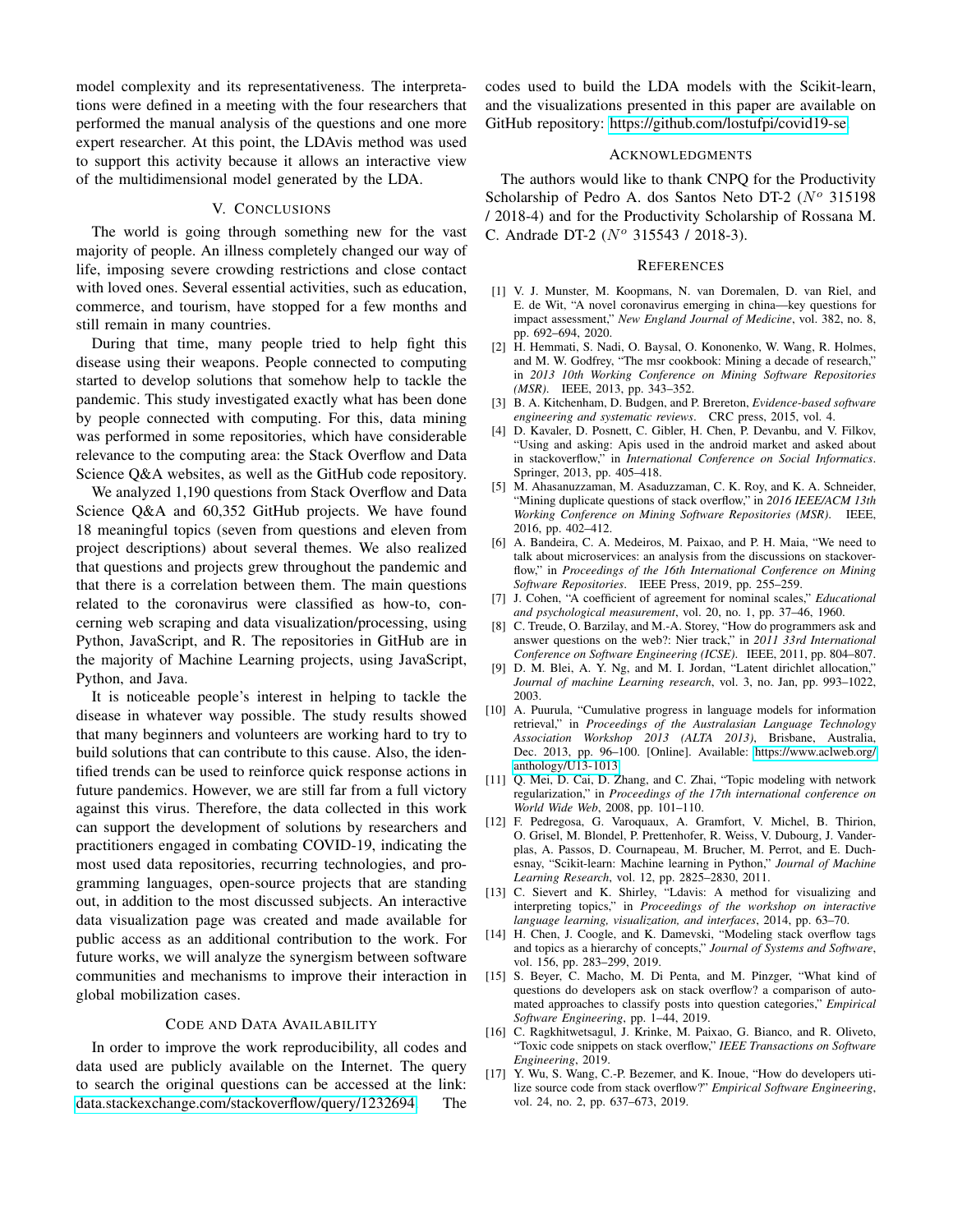model complexity and its representativeness. The interpretations were defined in a meeting with the four researchers that performed the manual analysis of the questions and one more expert researcher. At this point, the LDAvis method was used to support this activity because it allows an interactive view of the multidimensional model generated by the LDA.

## V. Conclusions

The world is going through something new for the vast majority of people. An illness completely changed our way of life, imposing severe crowding restrictions and close contact with loved ones. Several essential activities, such as education, commerce, and tourism, have stopped for a few months and still remain in many countries.

During that time, many people tried to help fight this disease using their weapons. People connected to computing started to develop solutions that somehow help to tackle the pandemic. This study investigated exactly what has been done by people connected with computing. For this, data mining was performed in some repositories, which have considerable relevance to the computing area: the Stack Overflow and Data Science Q&A websites, as well as the GitHub code repository.

We analyzed 1,190 questions from Stack Overflow and Data Science Q&A and 60,352 GitHub projects. We have found 18 meaningful topics (seven from questions and eleven from project descriptions) about several themes. We also realized that questions and projects grew throughout the pandemic and that there is a correlation between them. The main questions related to the coronavirus were classified as how-to, concerning web scraping and data visualization/processing, using Python, JavaScript, and R. The repositories in GitHub are in the majority of Machine Learning projects, using JavaScript, Python, and Java.

It is noticeable people's interest in helping to tackle the disease in whatever way possible. The study results showed that many beginners and volunteers are working hard to try to build solutions that can contribute to this cause. Also, the identified trends can be used to reinforce quick response actions in future pandemics. However, we are still far from a full victory against this virus. Therefore, the data collected in this work can support the development of solutions by researchers and practitioners engaged in combating COVID-19, indicating the most used data repositories, recurring technologies, and programming languages, open-source projects that are standing out, in addition to the most discussed subjects. An interactive data visualization page was created and made available for public access as an additional contribution to the work. For future works, we will analyze the synergism between software communities and mechanisms to improve their interaction in global mobilization cases.

## Code and Data Availability

In order to improve the work reproducibility, all codes and data used are publicly available on the Internet. The query to search the original questions can be accessed at the link: data.stackexchange.com/stackoverflow/query/1232694. The codes used to build the LDA models with the Scikit-learn, and the visualizations presented in this paper are available on GitHub repository: https://github.com/lostufpi/covid19-se.

## Acknowledgments

The authors would like to thank CNPQ for the Productivity Scholarship of Pedro A. dos Santos Neto DT-2 ($N^o$ 315198 / 2018-4) and for the Productivity Scholarship of Rossana M. C. Andrade DT-2 ($N^o$ 315543 / 2018-3).

## References

[1] V. J. Munster, M. Koopmans, N. van Doremalen, D. van Riel, and E. de Wit, "A novel coronavirus emerging in china—key questions for impact assessment," *New England Journal of Medicine*, vol. 382, no. 8, pp. 692–694, 2020.

[2] H. Hemmati, S. Nadi, O. Baysal, O. Kononenko, W. Wang, R. Holmes, and M. W. Godfrey, "The msr cookbook: Mining a decade of research," in *2013 10th Working Conference on Mining Software Repositories (MSR)*. IEEE, 2013, pp. 343–352.

[3] B. A. Kitchenham, D. Budgen, and P. Brereton, *Evidence-based software engineering and systematic reviews*. CRC press, 2015, vol. 4.

[4] D. Kavaler, D. Posnett, C. Gibler, H. Chen, P. Devanbu, and V. Filkov, "Using and asking: Apis used in the android market and asked about in stackoverflow," in *International Conference on Social Informatics*. Springer, 2013, pp. 405–418.

[5] M. Ahasanuzzaman, M. Asaduzzaman, C. K. Roy, and K. A. Schneider, "Mining duplicate questions of stack overflow," in *2016 IEEE/ACM 13th Working Conference on Mining Software Repositories (MSR)*. IEEE, 2016, pp. 402–412.

[6] A. Bandeira, C. A. Medeiros, M. Paixao, and P. H. Maia, "We need to talk about microservices: an analysis from the discussions on stackoverflow," in *Proceedings of the 16th International Conference on Mining Software Repositories*. IEEE Press, 2019, pp. 255–259.

[7] J. Cohen, "A coefficient of agreement for nominal scales," *Educational and psychological measurement*, vol. 20, no. 1, pp. 37–46, 1960.

[8] C. Treude, O. Barzilay, and M.-A. Storey, "How do programmers ask and answer questions on the web?: Nier track," in *2011 33rd International Conference on Software Engineering (ICSE)*. IEEE, 2011, pp. 804–807.

[9] D. M. Blei, A. Y. Ng, and M. I. Jordan, "Latent dirichlet allocation," *Journal of machine Learning research*, vol. 3, no. Jan, pp. 993–1022, 2003.

[10] A. Puurula, "Cumulative progress in language models for information retrieval," in *Proceedings of the Australasian Language Technology Association Workshop 2013 (ALTA 2013)*, Brisbane, Australia, Dec. 2013, pp. 96–100. [Online]. Available: https://www.aclweb.org/anthology/U13-1013

[11] Q. Mei, D. Cai, D. Zhang, and C. Zhai, "Topic modeling with network regularization," in *Proceedings of the 17th international conference on World Wide Web*, 2008, pp. 101–110.

[12] F. Pedregosa, G. Varoquaux, A. Gramfort, V. Michel, B. Thirion, O. Grisel, M. Blondel, P. Prettenhofer, R. Weiss, V. Dubourg, J. Vanderplas, A. Passos, D. Cournapeau, M. Brucher, M. Perrot, and E. Duchesnay, "Scikit-learn: Machine learning in Python," *Journal of Machine Learning Research*, vol. 12, pp. 2825–2830, 2011.

[13] C. Sievert and K. Shirley, "Ldavis: A method for visualizing and interpreting topics," in *Proceedings of the workshop on interactive language learning, visualization, and interfaces*, 2014, pp. 63–70.

[14] H. Chen, J. Coogle, and K. Damevski, "Modeling stack overflow tags and topics as a hierarchy of concepts," *Journal of Systems and Software*, vol. 156, pp. 283–299, 2019.

[15] S. Beyer, C. Macho, M. Di Penta, and M. Pinzger, "What kind of questions do developers ask on stack overflow? a comparison of automated approaches to classify posts into question categories," *Empirical Software Engineering*, pp. 1–44, 2019.

[16] C. Ragkhitwetsagul, J. Krinke, M. Paixao, G. Bianco, and R. Oliveto, "Toxic code snippets on stack overflow," *IEEE Transactions on Software Engineering*, 2019.

[17] Y. Wu, S. Wang, C.-P. Bezemer, and K. Inoue, "How do developers utilize source code from stack overflow?" *Empirical Software Engineering*, vol. 24, no. 2, pp. 637–673, 2019.